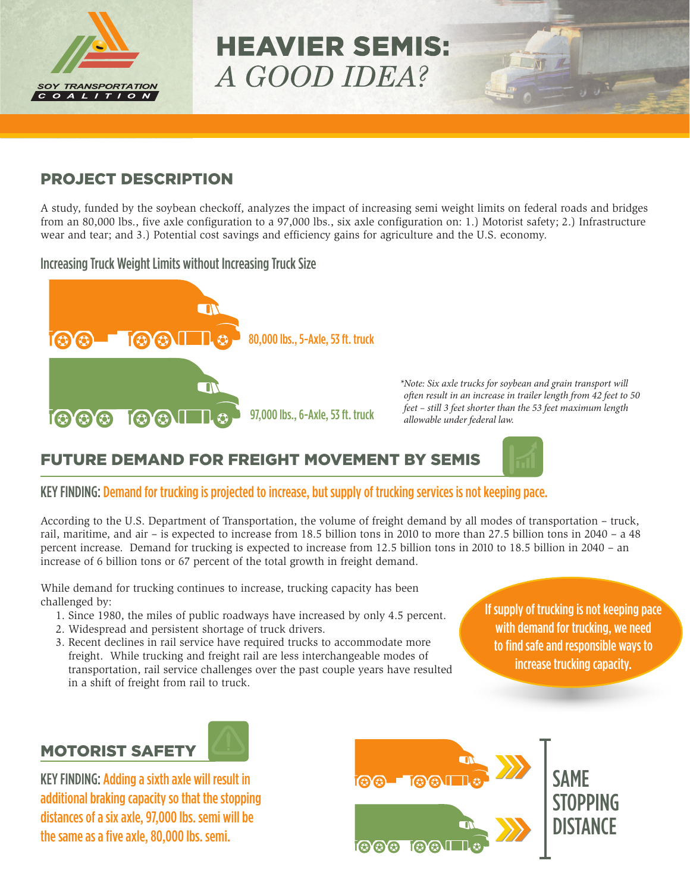SOY TRANSPORTATION COALITION

# HEAVIER SEMIS: *A GOOD IDEA?*

## PROJECT DESCRIPTION

A study, funded by the soybean checkoff, analyzes the impact of increasing semi weight limits on federal roads and bridges from an 80,000 lbs., five axle configuration to a 97,000 lbs., six axle configuration on: 1.) Motorist safety; 2.) Infrastructure wear and tear; and 3.) Potential cost savings and efficiency gains for agriculture and the U.S. economy.

### Increasing Truck Weight Limits without Increasing Truck Size

80,000 lbs., 5-Axle, 53 ft. truck

97,000 lbs., 6-Axle, 53 ft. truck

*\*Note: Six axle trucks for soybean and grain transport will often result in an increase in trailer length from 42 feet to 50 feet – still 3 feet shorter than the 53 feet maximum length allowable under federal law.*

## FUTURE DEMAND FOR FREIGHT MOVEMENT BY SEMIS

**KEY FINDING: Demand for trucking is projected to increase, but supply of trucking services is not keeping pace.**

According to the U.S. Department of Transportation, the volume of freight demand by all modes of transportation – truck, rail, maritime, and air – is expected to increase from 18.5 billion tons in 2010 to more than 27.5 billion tons in 2040 – a 48 percent increase. Demand for trucking is expected to increase from 12.5 billion tons in 2010 to 18.5 billion in 2040 – an increase of 6 billion tons or 67 percent of the total growth in freight demand.

While demand for trucking continues to increase, trucking capacity has been challenged by:

1. Since 1980, the miles of public roadways have increased by only 4.5 percent.
2. Widespread and persistent shortage of truck drivers.
3. Recent declines in rail service have required trucks to accommodate more freight. While trucking and freight rail are less interchangeable modes of transportation, rail service challenges over the past couple years have resulted in a shift of freight from rail to truck.

**If supply of trucking is not keeping pace with demand for trucking, we need to find safe and responsible ways to increase trucking capacity.**

## MOTORIST SAFETY

**KEY FINDING: Adding a sixth axle will result in additional braking capacity so that the stopping distances of a six axle, 97,000 lbs. semi will be the same as a five axle, 80,000 lbs. semi.**

SAME STOPPING DISTANCE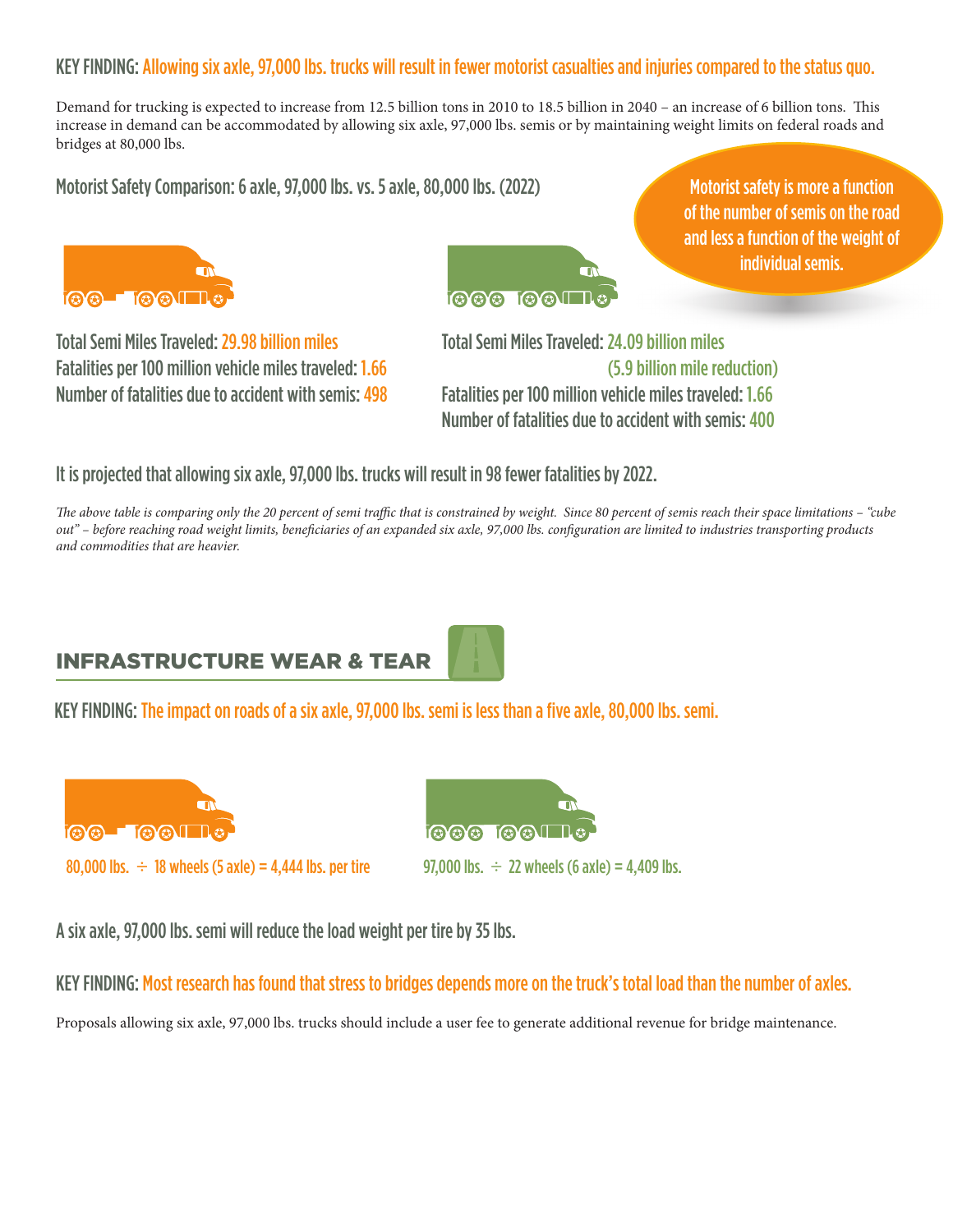KEY FINDING: Allowing six axle, 97,000 lbs. trucks will result in fewer motorist casualties and injuries compared to the status quo.

Demand for trucking is expected to increase from 12.5 billion tons in 2010 to 18.5 billion in 2040 – an increase of 6 billion tons. This increase in demand can be accommodated by allowing six axle, 97,000 lbs. semis or by maintaining weight limits on federal roads and bridges at 80,000 lbs.

## Motorist Safety Comparison: 6 axle, 97,000 lbs. vs. 5 axle, 80,000 lbs. (2022)

**Motorist safety is more a function of the number of semis on the road and less a function of the weight of individual semis.**

Total Semi Miles Traveled: 29.98 billion miles
Fatalities per 100 million vehicle miles traveled: 1.66
Number of fatalities due to accident with semis: 498

Total Semi Miles Traveled: 24.09 billion miles (5.9 billion mile reduction)
Fatalities per 100 million vehicle miles traveled: 1.66
Number of fatalities due to accident with semis: 400

It is projected that allowing six axle, 97,000 lbs. trucks will result in 98 fewer fatalities by 2022.

*The above table is comparing only the 20 percent of semi traffic that is constrained by weight. Since 80 percent of semis reach their space limitations – "cube out" – before reaching road weight limits, beneficiaries of an expanded six axle, 97,000 lbs. configuration are limited to industries transporting products and commodities that are heavier.*

## INFRASTRUCTURE WEAR & TEAR

KEY FINDING: The impact on roads of a six axle, 97,000 lbs. semi is less than a five axle, 80,000 lbs. semi.

80,000 lbs. ÷ 18 wheels (5 axle) = 4,444 lbs. per tire

97,000 lbs. ÷ 22 wheels (6 axle) = 4,409 lbs.

A six axle, 97,000 lbs. semi will reduce the load weight per tire by 35 lbs.

KEY FINDING: Most research has found that stress to bridges depends more on the truck's total load than the number of axles.

Proposals allowing six axle, 97,000 lbs. trucks should include a user fee to generate additional revenue for bridge maintenance.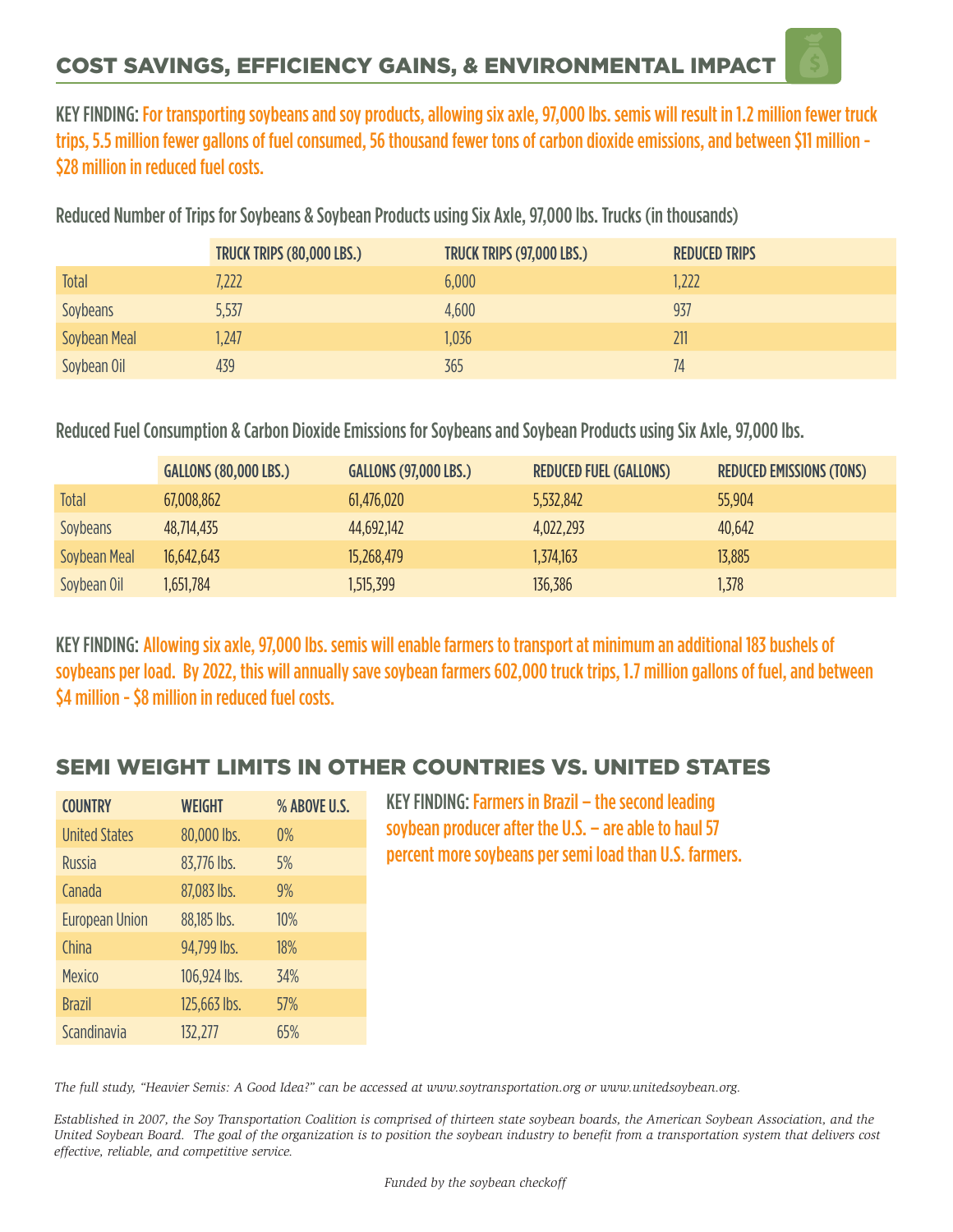## COST SAVINGS, EFFICIENCY GAINS, & ENVIRONMENTAL IMPACT

**KEY FINDING:** For transporting soybeans and soy products, allowing six axle, 97,000 lbs. semis will result in 1.2 million fewer truck trips, 5.5 million fewer gallons of fuel consumed, 56 thousand fewer tons of carbon dioxide emissions, and between \$11 million - \$28 million in reduced fuel costs.

Reduced Number of Trips for Soybeans & Soybean Products using Six Axle, 97,000 lbs. Trucks (in thousands)

| | TRUCK TRIPS (80,000 LBS.) | TRUCK TRIPS (97,000 LBS.) | REDUCED TRIPS |
|---|---|---|---|
| Total | 7,222 | 6,000 | 1,222 |
| Soybeans | 5,537 | 4,600 | 937 |
| Soybean Meal | 1,247 | 1,036 | 211 |
| Soybean Oil | 439 | 365 | 74 |

Reduced Fuel Consumption & Carbon Dioxide Emissions for Soybeans and Soybean Products using Six Axle, 97,000 lbs.

| | GALLONS (80,000 LBS.) | GALLONS (97,000 LBS.) | REDUCED FUEL (GALLONS) | REDUCED EMISSIONS (TONS) |
|---|---|---|---|---|
| Total | 67,008,862 | 61,476,020 | 5,532,842 | 55,904 |
| Soybeans | 48,714,435 | 44,692,142 | 4,022,293 | 40,642 |
| Soybean Meal | 16,642,643 | 15,268,479 | 1,374,163 | 13,885 |
| Soybean Oil | 1,651,784 | 1,515,399 | 136,386 | 1,378 |

**KEY FINDING:** Allowing six axle, 97,000 lbs. semis will enable farmers to transport at minimum an additional 183 bushels of soybeans per load. By 2022, this will annually save soybean farmers 602,000 truck trips, 1.7 million gallons of fuel, and between \$4 million - \$8 million in reduced fuel costs.

## SEMI WEIGHT LIMITS IN OTHER COUNTRIES VS. UNITED STATES

| COUNTRY | WEIGHT | % ABOVE U.S. |
|---|---|---|
| United States | 80,000 lbs. | 0% |
| Russia | 83,776 lbs. | 5% |
| Canada | 87,083 lbs. | 9% |
| European Union | 88,185 lbs. | 10% |
| China | 94,799 lbs. | 18% |
| Mexico | 106,924 lbs. | 34% |
| Brazil | 125,663 lbs. | 57% |
| Scandinavia | 132,277 | 65% |

**KEY FINDING:** Farmers in Brazil – the second leading soybean producer after the U.S. – are able to haul 57 percent more soybeans per semi load than U.S. farmers.

*The full study, "Heavier Semis: A Good Idea?" can be accessed at www.soytransportation.org or www.unitedsoybean.org.*

*Established in 2007, the Soy Transportation Coalition is comprised of thirteen state soybean boards, the American Soybean Association, and the United Soybean Board. The goal of the organization is to position the soybean industry to benefit from a transportation system that delivers cost effective, reliable, and competitive service.*

*Funded by the soybean checkoff*